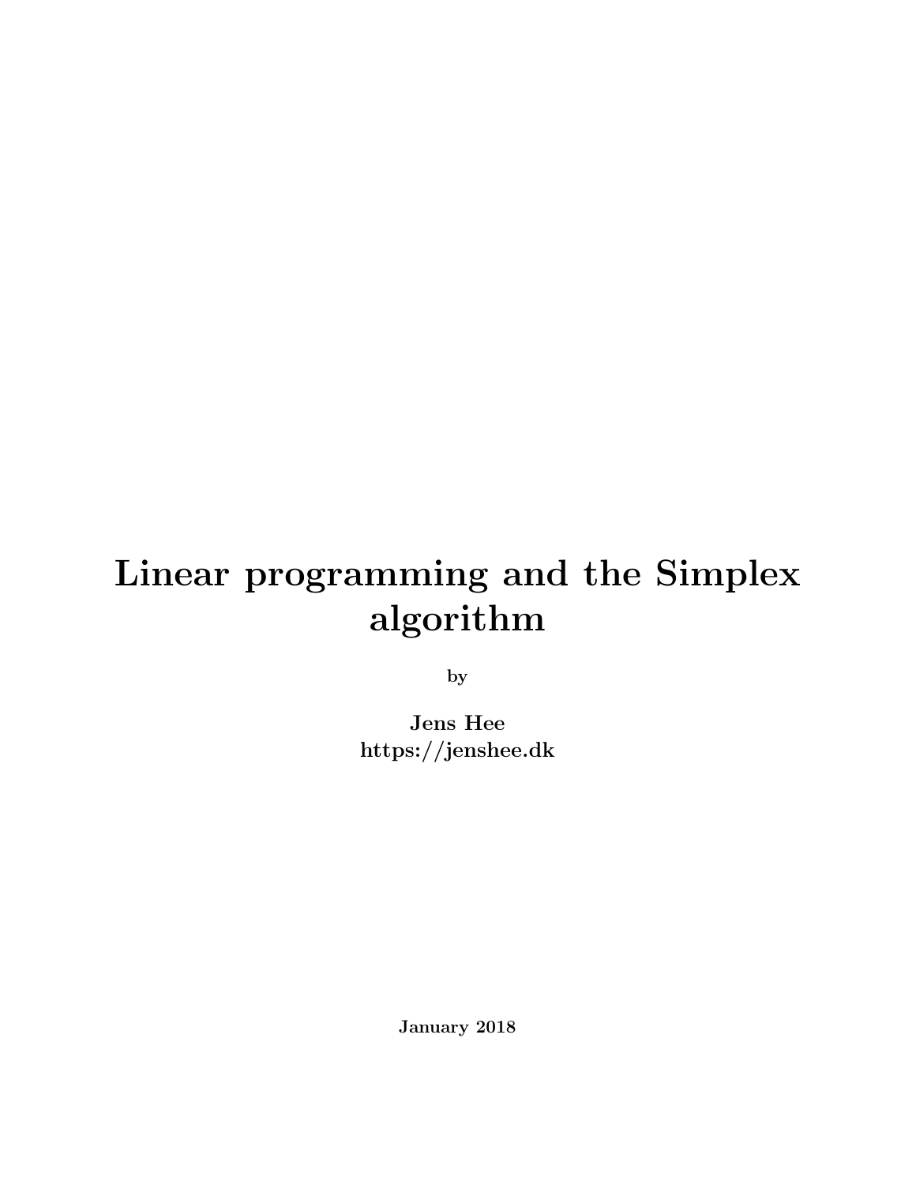# Linear programming and the Simplex algorithm

by

**Jens Hee**
**https://jenshee.dk**

**January 2018**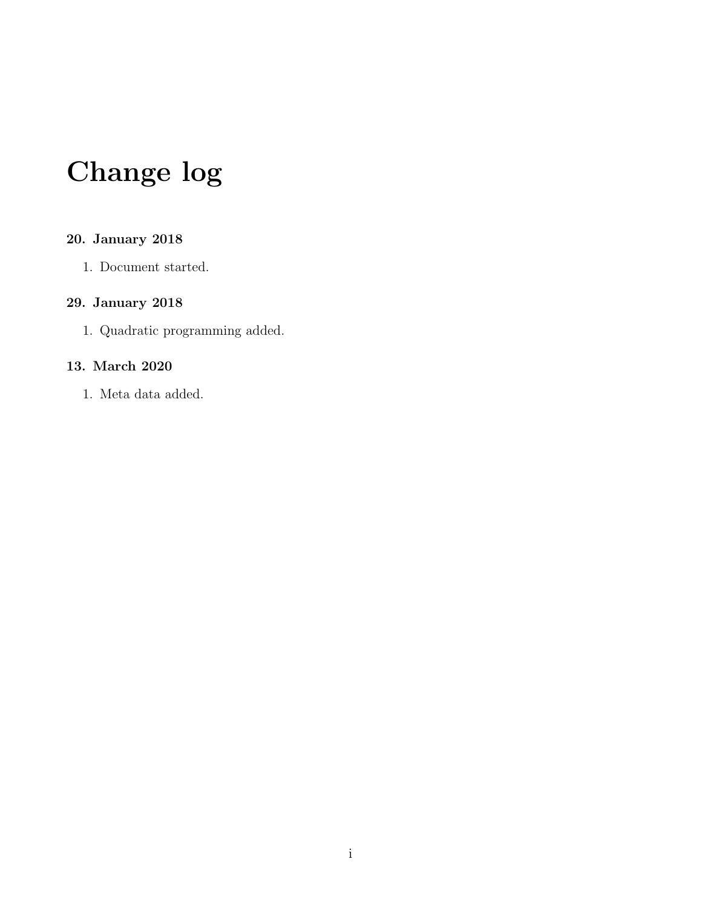# Change log

### 20. January 2018

1. Document started.

### 29. January 2018

1. Quadratic programming added.

### 13. March 2020

1. Meta data added.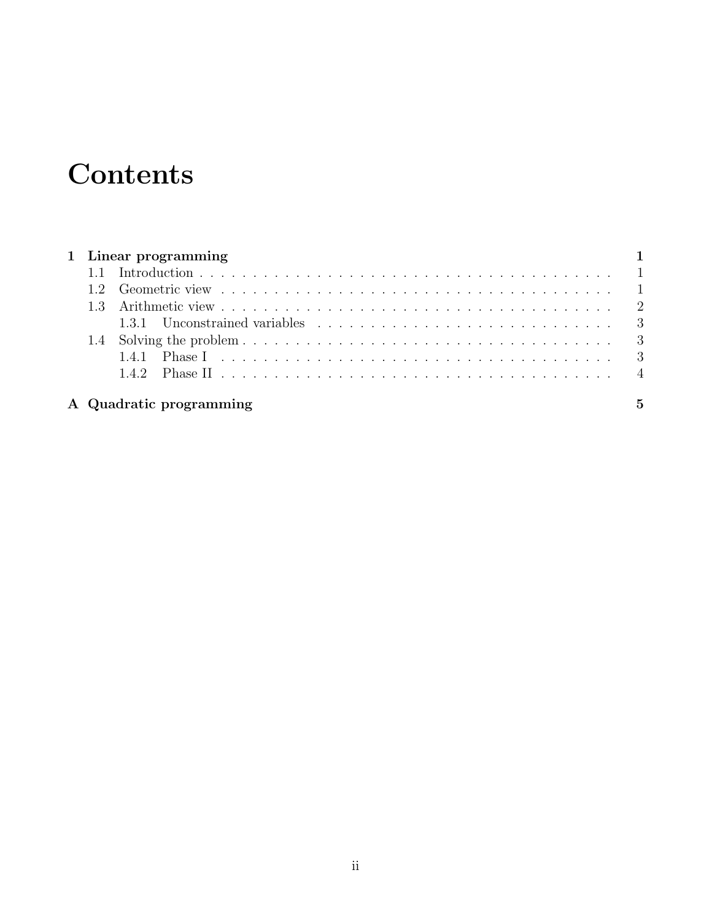# Contents

**1 Linear programming** — **1**

- 1.1 Introduction — 1
- 1.2 Geometric view — 1
- 1.3 Arithmetic view — 2
  - 1.3.1 Unconstrained variables — 3
- 1.4 Solving the problem — 3
  - 1.4.1 Phase I — 3
  - 1.4.2 Phase II — 4

**A Quadratic programming** — **5**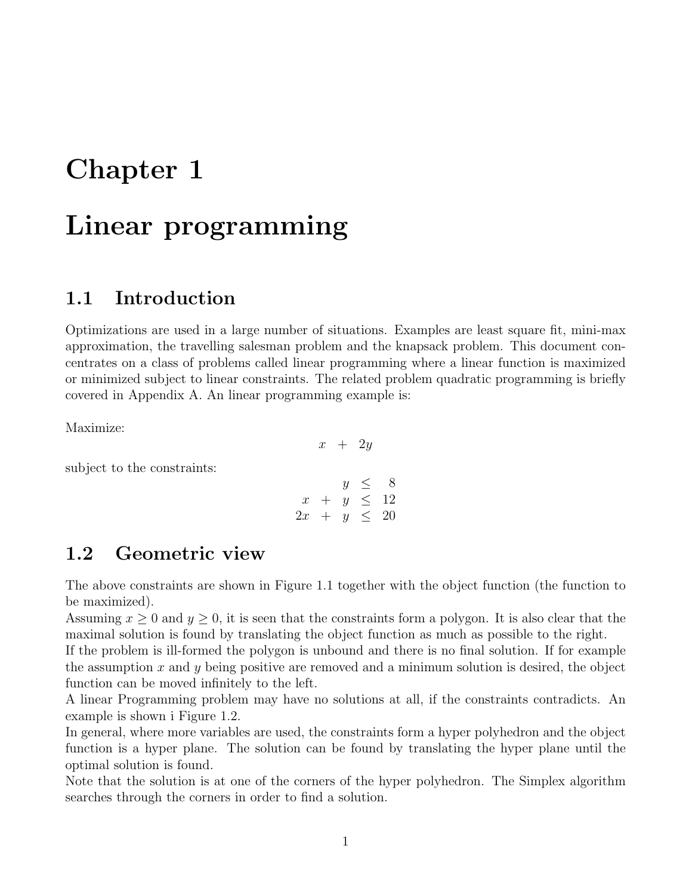# Chapter 1

# Linear programming

## 1.1 Introduction

Optimizations are used in a large number of situations. Examples are least square fit, mini-max approximation, the travelling salesman problem and the knapsack problem. This document concentrates on a class of problems called linear programming where a linear function is maximized or minimized subject to linear constraints. The related problem quadratic programming is briefly covered in Appendix A. An linear programming example is:

Maximize:

$$x + 2y$$

subject to the constraints:

$$\begin{array}{rcrcr} & & y & \leq & 8 \\ x & + & y & \leq & 12 \\ 2x & + & y & \leq & 20 \end{array}$$

## 1.2 Geometric view

The above constraints are shown in Figure 1.1 together with the object function (the function to be maximized).

Assuming $x \geq 0$ and $y \geq 0$, it is seen that the constraints form a polygon. It is also clear that the maximal solution is found by translating the object function as much as possible to the right.

If the problem is ill-formed the polygon is unbound and there is no final solution. If for example the assumption $x$ and $y$ being positive are removed and a minimum solution is desired, the object function can be moved infinitely to the left.

A linear Programming problem may have no solutions at all, if the constraints contradicts. An example is shown i Figure 1.2.

In general, where more variables are used, the constraints form a hyper polyhedron and the object function is a hyper plane. The solution can be found by translating the hyper plane until the optimal solution is found.

Note that the solution is at one of the corners of the hyper polyhedron. The Simplex algorithm searches through the corners in order to find a solution.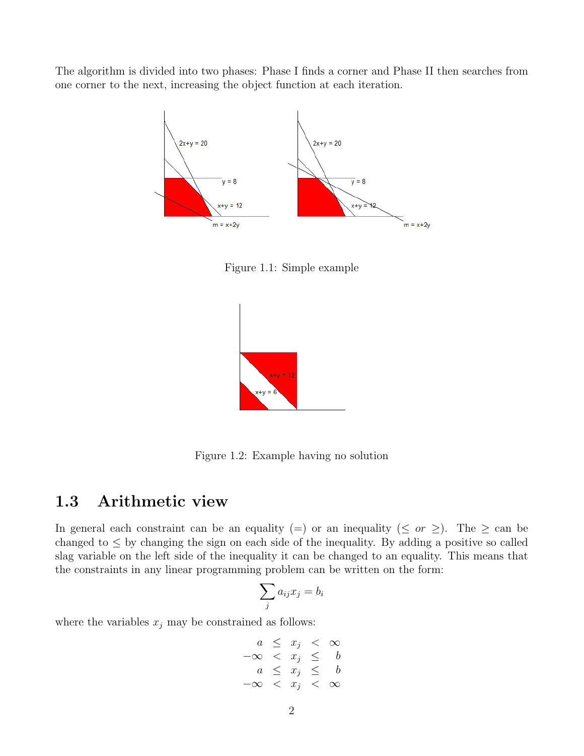The algorithm is divided into two phases: Phase I finds a corner and Phase II then searches from one corner to the next, increasing the object function at each iteration.

Figure 1.1: Simple example

Figure 1.2: Example having no solution

## 1.3 Arithmetic view

In general each constraint can be an equality (=) or an inequality ($\leq$ *or* $\geq$). The $\geq$ can be changed to $\leq$ by changing the sign on each side of the inequality. By adding a positive so called slag variable on the left side of the inequality it can be changed to an equality. This means that the constraints in any linear programming problem can be written on the form:

$$\sum_j a_{ij} x_j = b_i$$

where the variables $x_j$ may be constrained as follows:

$$\begin{array}{rcccr} a & \leq & x_j & < & \infty \\ -\infty & < & x_j & \leq & b \\ a & \leq & x_j & \leq & b \\ -\infty & < & x_j & < & \infty \end{array}$$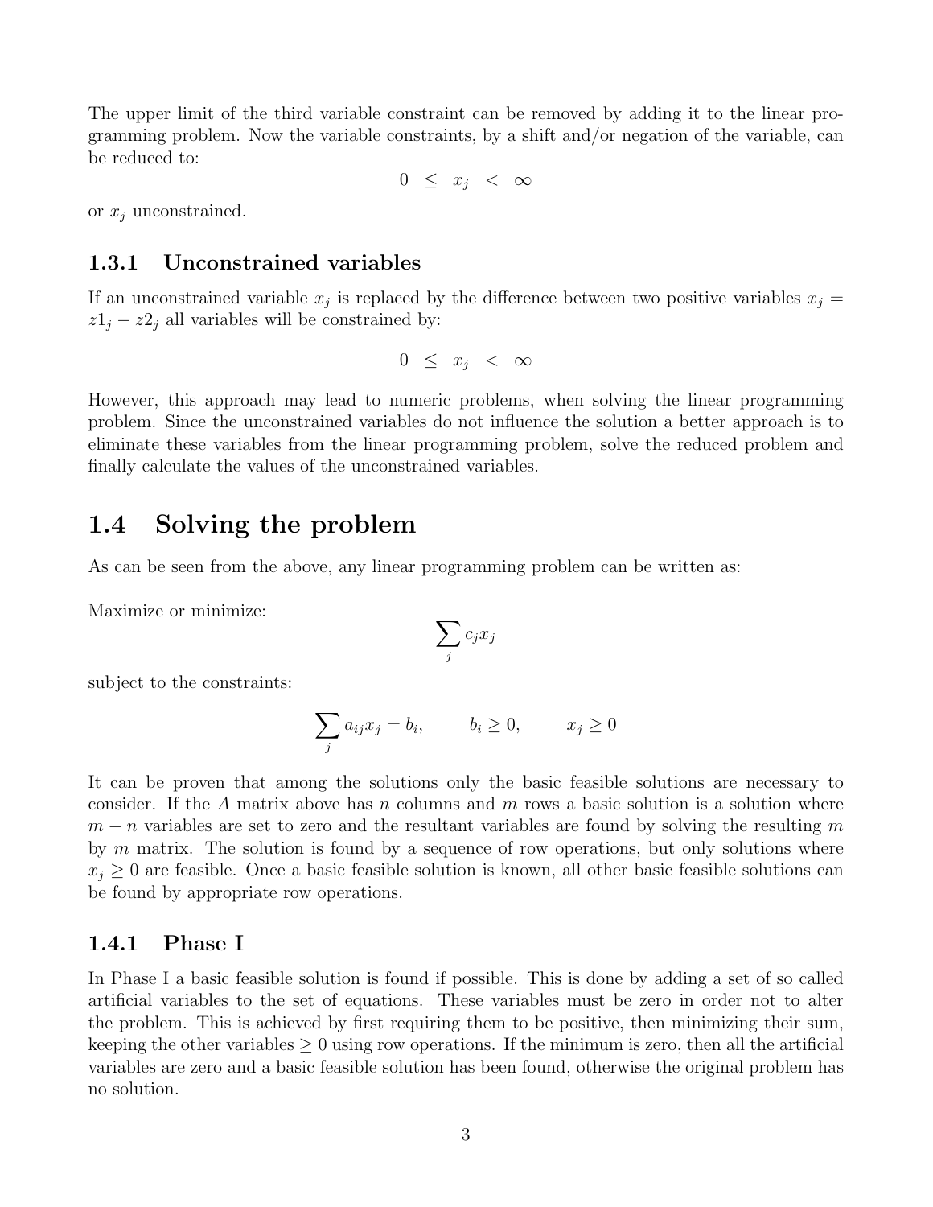The upper limit of the third variable constraint can be removed by adding it to the linear programming problem. Now the variable constraints, by a shift and/or negation of the variable, can be reduced to:

$$0 \;\leq\; x_j \;<\; \infty$$

or $x_j$ unconstrained.

### 1.3.1 Unconstrained variables

If an unconstrained variable $x_j$ is replaced by the difference between two positive variables $x_j = z1_j - z2_j$ all variables will be constrained by:

$$0 \;\leq\; x_j \;<\; \infty$$

However, this approach may lead to numeric problems, when solving the linear programming problem. Since the unconstrained variables do not influence the solution a better approach is to eliminate these variables from the linear programming problem, solve the reduced problem and finally calculate the values of the unconstrained variables.

## 1.4 Solving the problem

As can be seen from the above, any linear programming problem can be written as:

Maximize or minimize:

$$\sum_j c_j x_j$$

subject to the constraints:

$$\sum_j a_{ij} x_j = b_i, \qquad b_i \geq 0, \qquad x_j \geq 0$$

It can be proven that among the solutions only the basic feasible solutions are necessary to consider. If the $A$ matrix above has $n$ columns and $m$ rows a basic solution is a solution where $m - n$ variables are set to zero and the resultant variables are found by solving the resulting $m$ by $m$ matrix. The solution is found by a sequence of row operations, but only solutions where $x_j \geq 0$ are feasible. Once a basic feasible solution is known, all other basic feasible solutions can be found by appropriate row operations.

### 1.4.1 Phase I

In Phase I a basic feasible solution is found if possible. This is done by adding a set of so called artificial variables to the set of equations. These variables must be zero in order not to alter the problem. This is achieved by first requiring them to be positive, then minimizing their sum, keeping the other variables $\geq 0$ using row operations. If the minimum is zero, then all the artificial variables are zero and a basic feasible solution has been found, otherwise the original problem has no solution.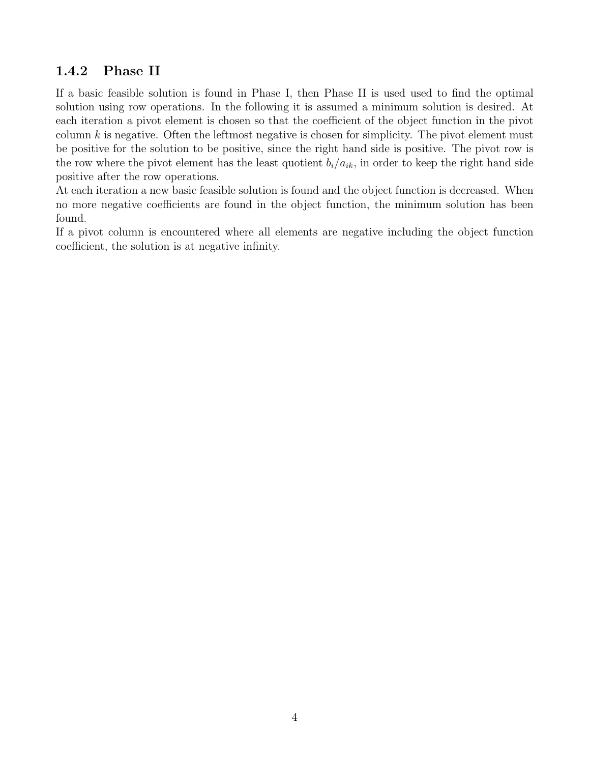### 1.4.2 Phase II

If a basic feasible solution is found in Phase I, then Phase II is used used to find the optimal solution using row operations. In the following it is assumed a minimum solution is desired. At each iteration a pivot element is chosen so that the coefficient of the object function in the pivot column $k$ is negative. Often the leftmost negative is chosen for simplicity. The pivot element must be positive for the solution to be positive, since the right hand side is positive. The pivot row is the row where the pivot element has the least quotient $b_i/a_{ik}$, in order to keep the right hand side positive after the row operations.

At each iteration a new basic feasible solution is found and the object function is decreased. When no more negative coefficients are found in the object function, the minimum solution has been found.

If a pivot column is encountered where all elements are negative including the object function coefficient, the solution is at negative infinity.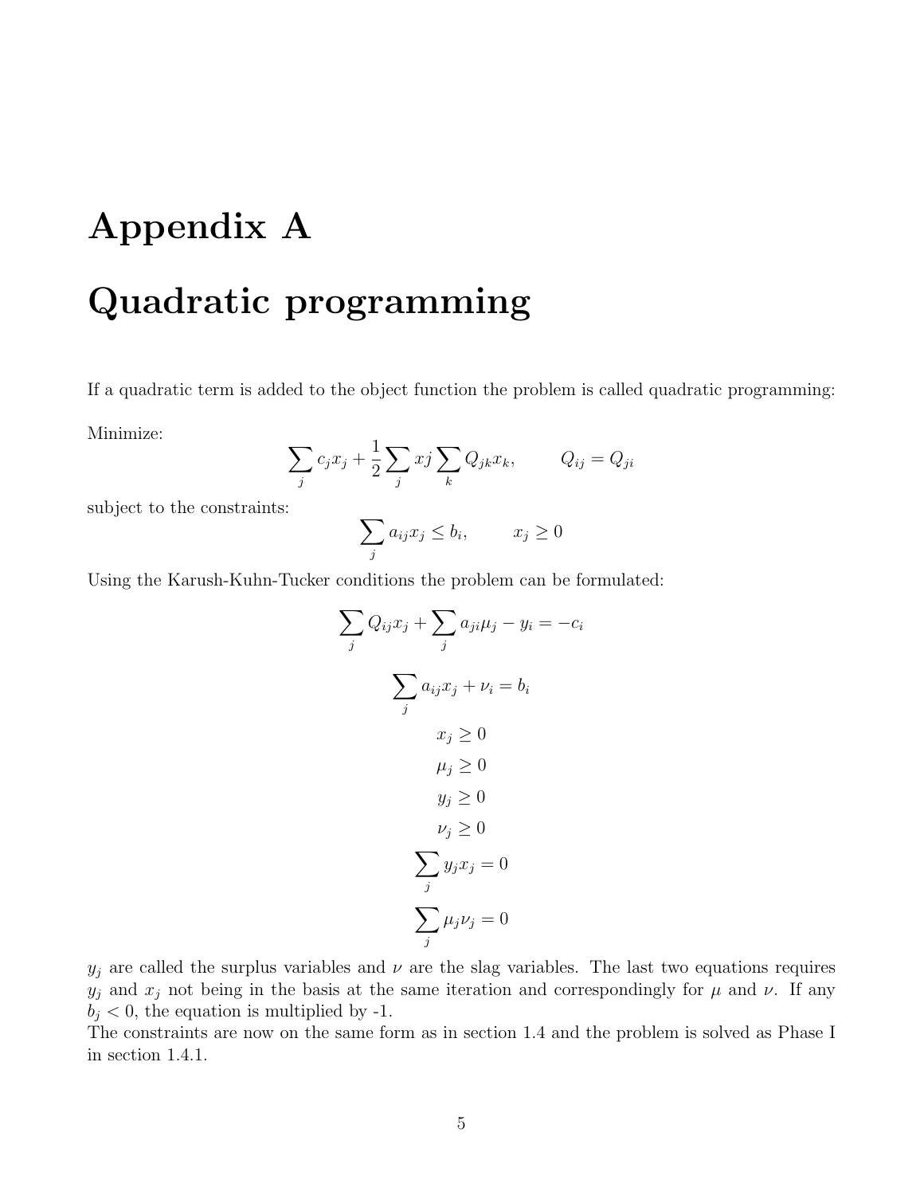# Appendix A

# Quadratic programming

If a quadratic term is added to the object function the problem is called quadratic programming:

Minimize:

$$\sum_j c_j x_j + \frac{1}{2} \sum_j xj \sum_k Q_{jk} x_k, \qquad Q_{ij} = Q_{ji}$$

subject to the constraints:

$$\sum_j a_{ij} x_j \le b_i, \qquad x_j \ge 0$$

Using the Karush-Kuhn-Tucker conditions the problem can be formulated:

$$\sum_j Q_{ij} x_j + \sum_j a_{ji} \mu_j - y_i = -c_i$$

$$\sum_j a_{ij} x_j + \nu_i = b_i$$

$$x_j \ge 0$$

$$\mu_j \ge 0$$

$$y_j \ge 0$$

$$\nu_j \ge 0$$

$$\sum_j y_j x_j = 0$$

$$\sum_j \mu_j \nu_j = 0$$

$y_j$ are called the surplus variables and $\nu$ are the slag variables. The last two equations requires $y_j$ and $x_j$ not being in the basis at the same iteration and correspondingly for $\mu$ and $\nu$. If any $b_j < 0$, the equation is multiplied by -1.
The constraints are now on the same form as in section 1.4 and the problem is solved as Phase I in section 1.4.1.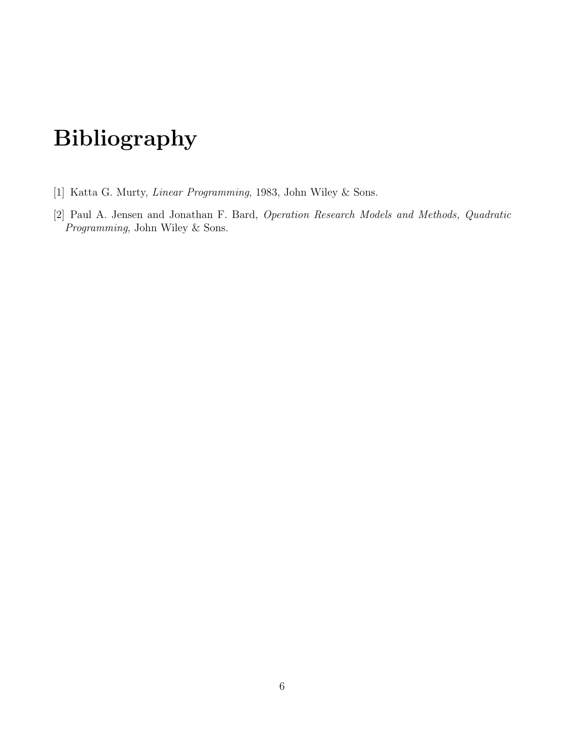# Bibliography

[1] Katta G. Murty, *Linear Programming*, 1983, John Wiley & Sons.

[2] Paul A. Jensen and Jonathan F. Bard, *Operation Research Models and Methods, Quadratic Programming*, John Wiley & Sons.